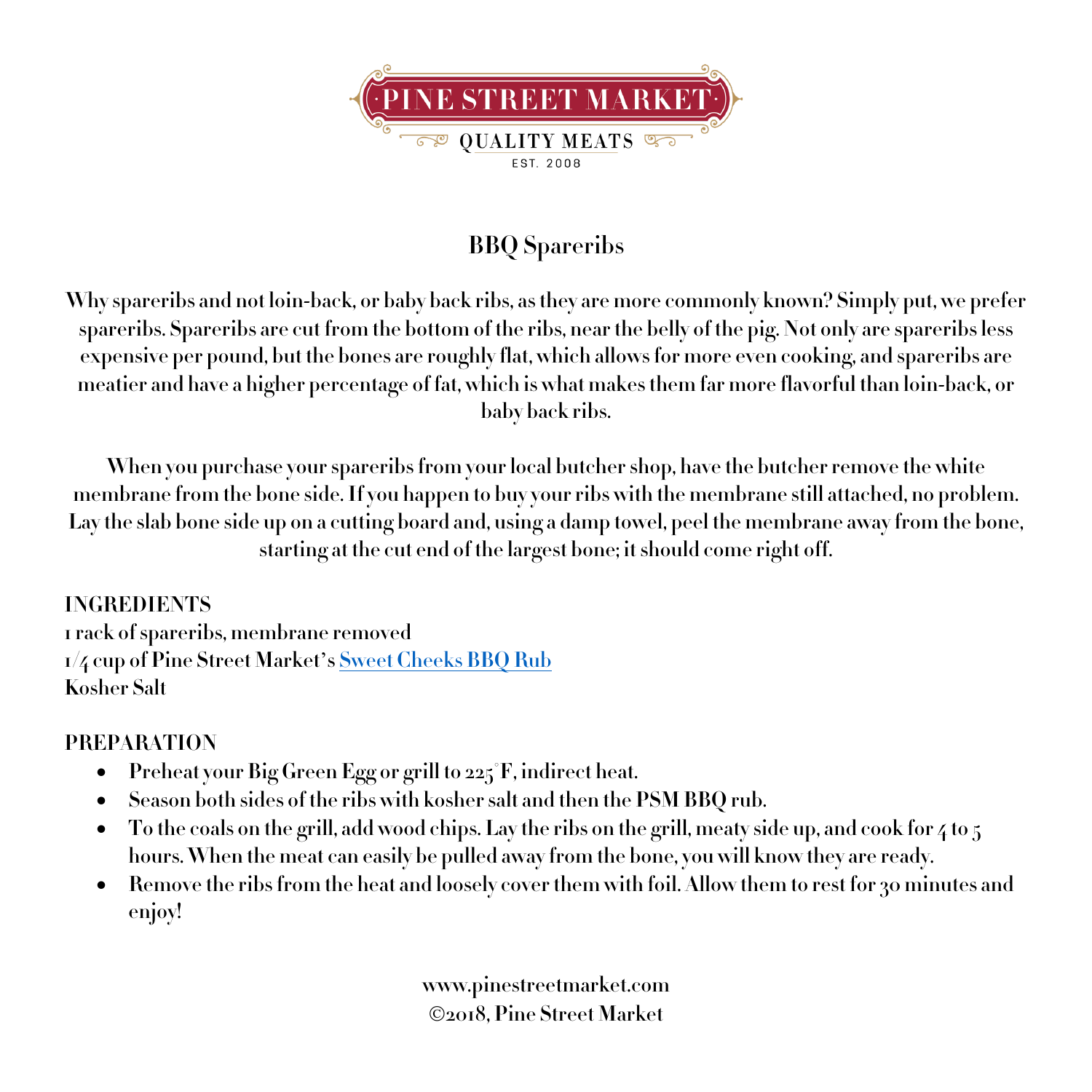PINE STREET MARKET

QUALITY MEATS

EST. 2008

# BBQ Spareribs

Why spareribs and not loin-back, or baby back ribs, as they are more commonly known? Simply put, we prefer spareribs. Spareribs are cut from the bottom of the ribs, near the belly of the pig. Not only are spareribs less expensive per pound, but the bones are roughly flat, which allows for more even cooking, and spareribs are meatier and have a higher percentage of fat, which is what makes them far more flavorful than loin-back, or baby back ribs.

When you purchase your spareribs from your local butcher shop, have the butcher remove the white membrane from the bone side. If you happen to buy your ribs with the membrane still attached, no problem. Lay the slab bone side up on a cutting board and, using a damp towel, peel the membrane away from the bone, starting at the cut end of the largest bone; it should come right off.

## INGREDIENTS

1 rack of spareribs, membrane removed
1/4 cup of Pine Street Market's Sweet Cheeks BBQ Rub
Kosher Salt

## PREPARATION

- Preheat your Big Green Egg or grill to 225°F, indirect heat.
- Season both sides of the ribs with kosher salt and then the PSM BBQ rub.
- To the coals on the grill, add wood chips. Lay the ribs on the grill, meaty side up, and cook for 4 to 5 hours. When the meat can easily be pulled away from the bone, you will know they are ready.
- Remove the ribs from the heat and loosely cover them with foil. Allow them to rest for 30 minutes and enjoy!

www.pinestreetmarket.com
©2018, Pine Street Market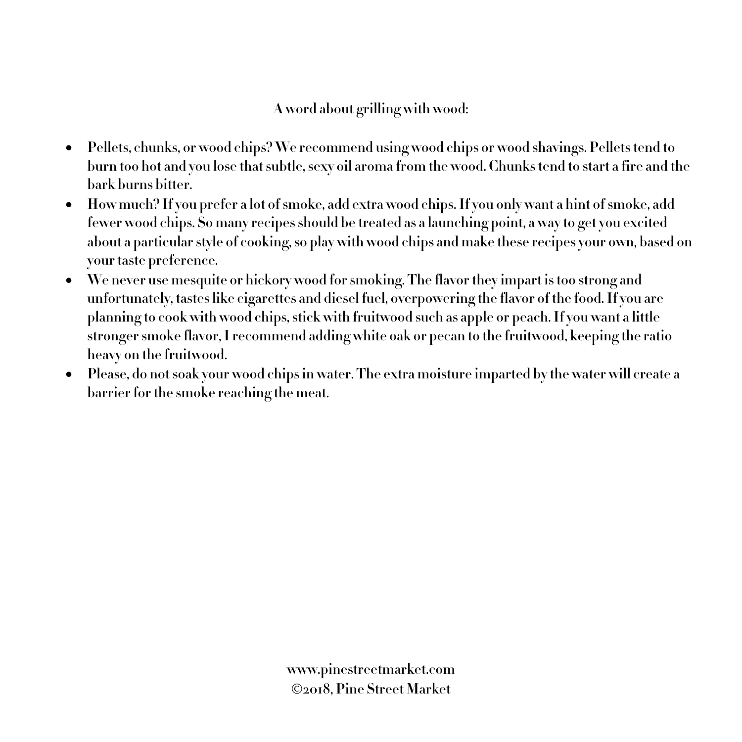**A word about grilling with wood:**

- **Pellets, chunks, or wood chips? We recommend using wood chips or wood shavings. Pellets tend to burn too hot and you lose that subtle, sexy oil aroma from the wood. Chunks tend to start a fire and the bark burns bitter.**
- **How much? If you prefer a lot of smoke, add extra wood chips. If you only want a hint of smoke, add fewer wood chips. So many recipes should be treated as a launching point, a way to get you excited about a particular style of cooking, so play with wood chips and make these recipes your own, based on your taste preference.**
- **We never use mesquite or hickory wood for smoking. The flavor they impart is too strong and unfortunately, tastes like cigarettes and diesel fuel, overpowering the flavor of the food. If you are planning to cook with wood chips, stick with fruitwood such as apple or peach. If you want a little stronger smoke flavor, I recommend adding white oak or pecan to the fruitwood, keeping the ratio heavy on the fruitwood.**
- **Please, do not soak your wood chips in water. The extra moisture imparted by the water will create a barrier for the smoke reaching the meat.**

**www.pinestreetmarket.com**
**©2018, Pine Street Market**